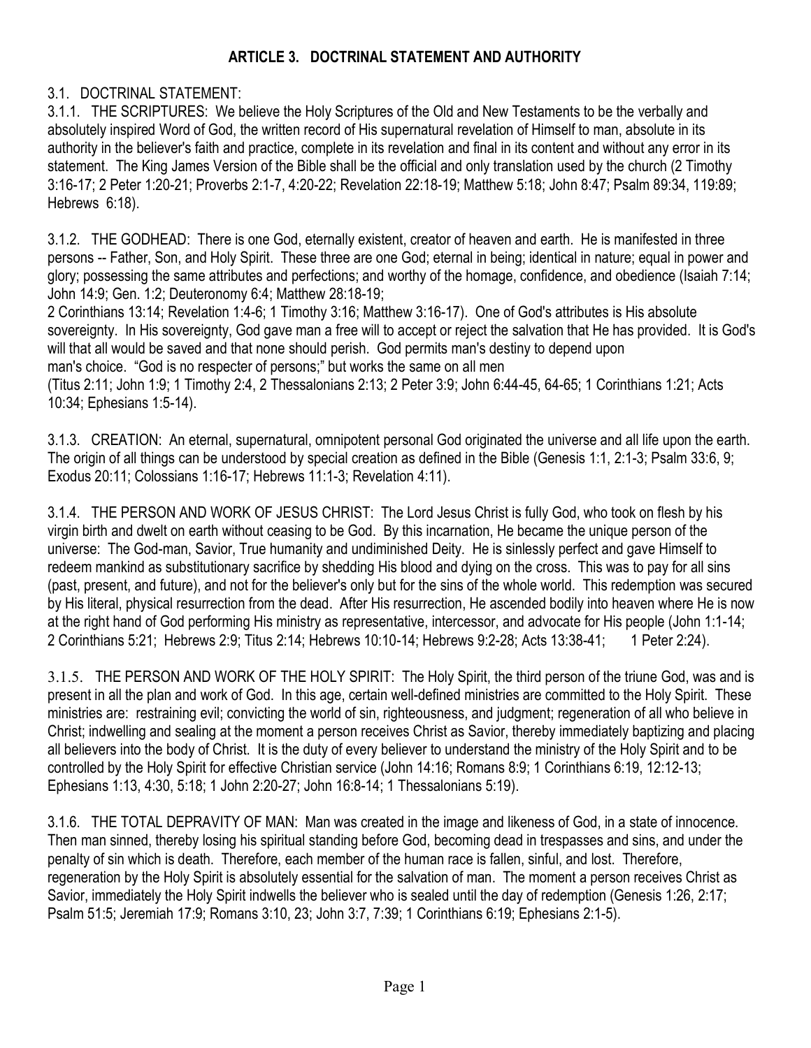## ARTICLE 3. DOCTRINAL STATEMENT AND AUTHORITY

3.1. DOCTRINAL STATEMENT:

3.1.1. THE SCRIPTURES: We believe the Holy Scriptures of the Old and New Testaments to be the verbally and absolutely inspired Word of God, the written record of His supernatural revelation of Himself to man, absolute in its authority in the believer's faith and practice, complete in its revelation and final in its content and without any error in its statement. The King James Version of the Bible shall be the official and only translation used by the church (2 Timothy 3:16-17; 2 Peter 1:20-21; Proverbs 2:1-7, 4:20-22; Revelation 22:18-19; Matthew 5:18; John 8:47; Psalm 89:34, 119:89; Hebrews 6:18).

3.1.2. THE GODHEAD: There is one God, eternally existent, creator of heaven and earth. He is manifested in three persons -- Father, Son, and Holy Spirit. These three are one God; eternal in being; identical in nature; equal in power and glory; possessing the same attributes and perfections; and worthy of the homage, confidence, and obedience (Isaiah 7:14; John 14:9; Gen. 1:2; Deuteronomy 6:4; Matthew 28:18-19; 2 Corinthians 13:14; Revelation 1:4-6; 1 Timothy 3:16; Matthew 3:16-17). One of God's attributes is His absolute sovereignty. In His sovereignty, God gave man a free will to accept or reject the salvation that He has provided. It is God's will that all would be saved and that none should perish. God permits man's destiny to depend upon man's choice. "God is no respecter of persons;" but works the same on all men (Titus 2:11; John 1:9; 1 Timothy 2:4, 2 Thessalonians 2:13; 2 Peter 3:9; John 6:44-45, 64-65; 1 Corinthians 1:21; Acts 10:34; Ephesians 1:5-14).

3.1.3. CREATION: An eternal, supernatural, omnipotent personal God originated the universe and all life upon the earth. The origin of all things can be understood by special creation as defined in the Bible (Genesis 1:1, 2:1-3; Psalm 33:6, 9; Exodus 20:11; Colossians 1:16-17; Hebrews 11:1-3; Revelation 4:11).

3.1.4. THE PERSON AND WORK OF JESUS CHRIST: The Lord Jesus Christ is fully God, who took on flesh by his virgin birth and dwelt on earth without ceasing to be God. By this incarnation, He became the unique person of the universe: The God-man, Savior, True humanity and undiminished Deity. He is sinlessly perfect and gave Himself to redeem mankind as substitutionary sacrifice by shedding His blood and dying on the cross. This was to pay for all sins (past, present, and future), and not for the believer's only but for the sins of the whole world. This redemption was secured by His literal, physical resurrection from the dead. After His resurrection, He ascended bodily into heaven where He is now at the right hand of God performing His ministry as representative, intercessor, and advocate for His people (John 1:1-14; 2 Corinthians 5:21; Hebrews 2:9; Titus 2:14; Hebrews 10:10-14; Hebrews 9:2-28; Acts 13:38-41; 1 Peter 2:24).

3.1.5. THE PERSON AND WORK OF THE HOLY SPIRIT: The Holy Spirit, the third person of the triune God, was and is present in all the plan and work of God. In this age, certain well-defined ministries are committed to the Holy Spirit. These ministries are: restraining evil; convicting the world of sin, righteousness, and judgment; regeneration of all who believe in Christ; indwelling and sealing at the moment a person receives Christ as Savior, thereby immediately baptizing and placing all believers into the body of Christ. It is the duty of every believer to understand the ministry of the Holy Spirit and to be controlled by the Holy Spirit for effective Christian service (John 14:16; Romans 8:9; 1 Corinthians 6:19, 12:12-13; Ephesians 1:13, 4:30, 5:18; 1 John 2:20-27; John 16:8-14; 1 Thessalonians 5:19).

3.1.6. THE TOTAL DEPRAVITY OF MAN: Man was created in the image and likeness of God, in a state of innocence. Then man sinned, thereby losing his spiritual standing before God, becoming dead in trespasses and sins, and under the penalty of sin which is death. Therefore, each member of the human race is fallen, sinful, and lost. Therefore, regeneration by the Holy Spirit is absolutely essential for the salvation of man. The moment a person receives Christ as Savior, immediately the Holy Spirit indwells the believer who is sealed until the day of redemption (Genesis 1:26, 2:17; Psalm 51:5; Jeremiah 17:9; Romans 3:10, 23; John 3:7, 7:39; 1 Corinthians 6:19; Ephesians 2:1-5).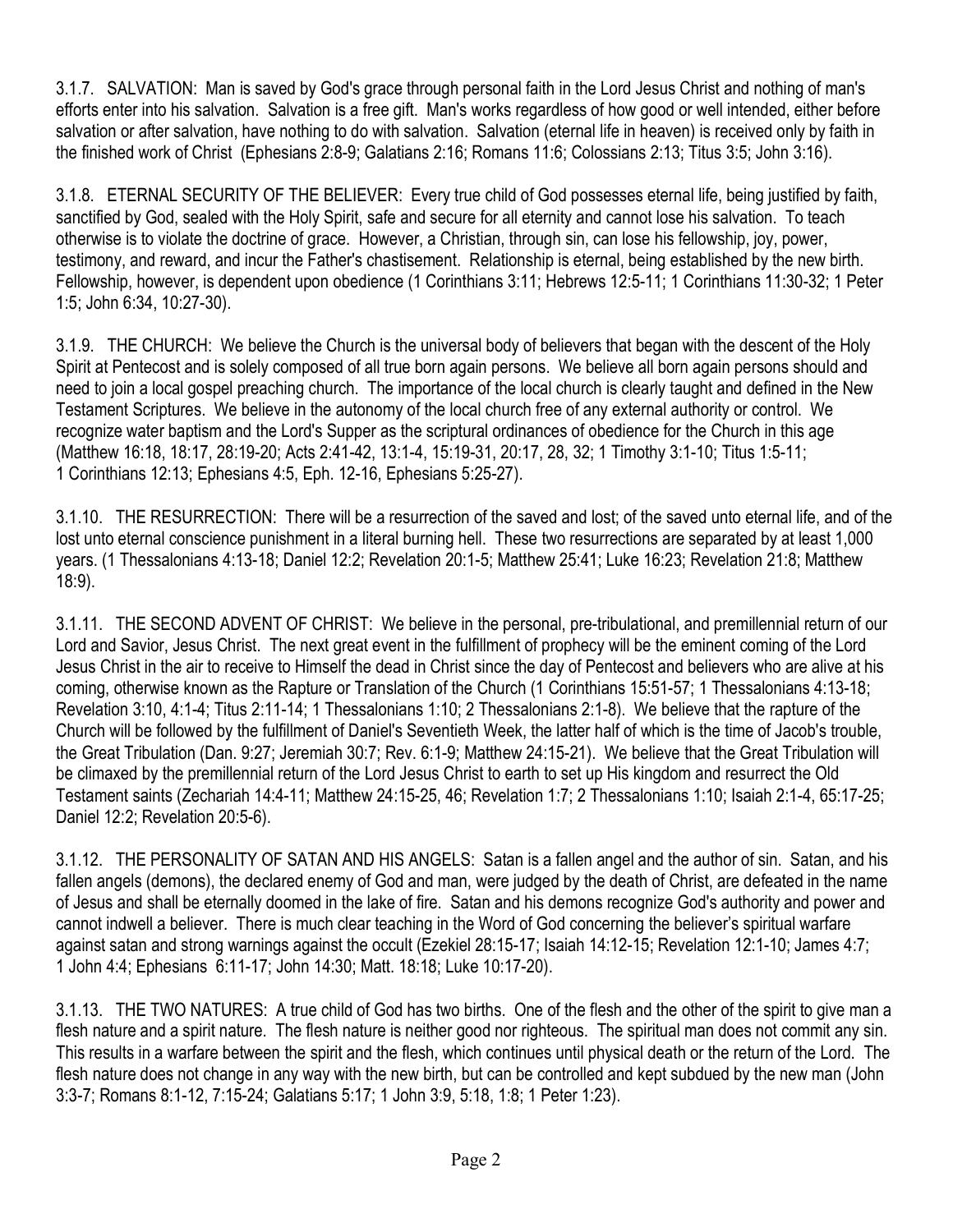3.1.7. SALVATION: Man is saved by God's grace through personal faith in the Lord Jesus Christ and nothing of man's efforts enter into his salvation. Salvation is a free gift. Man's works regardless of how good or well intended, either before salvation or after salvation, have nothing to do with salvation. Salvation (eternal life in heaven) is received only by faith in the finished work of Christ (Ephesians 2:8-9; Galatians 2:16; Romans 11:6; Colossians 2:13; Titus 3:5; John 3:16).

3.1.8. ETERNAL SECURITY OF THE BELIEVER: Every true child of God possesses eternal life, being justified by faith, sanctified by God, sealed with the Holy Spirit, safe and secure for all eternity and cannot lose his salvation. To teach otherwise is to violate the doctrine of grace. However, a Christian, through sin, can lose his fellowship, joy, power, testimony, and reward, and incur the Father's chastisement. Relationship is eternal, being established by the new birth. Fellowship, however, is dependent upon obedience (1 Corinthians 3:11; Hebrews 12:5-11; 1 Corinthians 11:30-32; 1 Peter 1:5; John 6:34, 10:27-30).

3.1.9. THE CHURCH: We believe the Church is the universal body of believers that began with the descent of the Holy Spirit at Pentecost and is solely composed of all true born again persons. We believe all born again persons should and need to join a local gospel preaching church. The importance of the local church is clearly taught and defined in the New Testament Scriptures. We believe in the autonomy of the local church free of any external authority or control. We recognize water baptism and the Lord's Supper as the scriptural ordinances of obedience for the Church in this age (Matthew 16:18, 18:17, 28:19-20; Acts 2:41-42, 13:1-4, 15:19-31, 20:17, 28, 32; 1 Timothy 3:1-10; Titus 1:5-11; 1 Corinthians 12:13; Ephesians 4:5, Eph. 12-16, Ephesians 5:25-27).

3.1.10. THE RESURRECTION: There will be a resurrection of the saved and lost; of the saved unto eternal life, and of the lost unto eternal conscience punishment in a literal burning hell. These two resurrections are separated by at least 1,000 years. (1 Thessalonians 4:13-18; Daniel 12:2; Revelation 20:1-5; Matthew 25:41; Luke 16:23; Revelation 21:8; Matthew 18:9).

3.1.11. THE SECOND ADVENT OF CHRIST: We believe in the personal, pre-tribulational, and premillennial return of our Lord and Savior, Jesus Christ. The next great event in the fulfillment of prophecy will be the eminent coming of the Lord Jesus Christ in the air to receive to Himself the dead in Christ since the day of Pentecost and believers who are alive at his coming, otherwise known as the Rapture or Translation of the Church (1 Corinthians 15:51-57; 1 Thessalonians 4:13-18; Revelation 3:10, 4:1-4; Titus 2:11-14; 1 Thessalonians 1:10; 2 Thessalonians 2:1-8). We believe that the rapture of the Church will be followed by the fulfillment of Daniel's Seventieth Week, the latter half of which is the time of Jacob's trouble, the Great Tribulation (Dan. 9:27; Jeremiah 30:7; Rev. 6:1-9; Matthew 24:15-21). We believe that the Great Tribulation will be climaxed by the premillennial return of the Lord Jesus Christ to earth to set up His kingdom and resurrect the Old Testament saints (Zechariah 14:4-11; Matthew 24:15-25, 46; Revelation 1:7; 2 Thessalonians 1:10; Isaiah 2:1-4, 65:17-25; Daniel 12:2; Revelation 20:5-6).

3.1.12. THE PERSONALITY OF SATAN AND HIS ANGELS: Satan is a fallen angel and the author of sin. Satan, and his fallen angels (demons), the declared enemy of God and man, were judged by the death of Christ, are defeated in the name of Jesus and shall be eternally doomed in the lake of fire. Satan and his demons recognize God's authority and power and cannot indwell a believer. There is much clear teaching in the Word of God concerning the believer's spiritual warfare against satan and strong warnings against the occult (Ezekiel 28:15-17; Isaiah 14:12-15; Revelation 12:1-10; James 4:7; 1 John 4:4; Ephesians 6:11-17; John 14:30; Matt. 18:18; Luke 10:17-20).

3.1.13. THE TWO NATURES: A true child of God has two births. One of the flesh and the other of the spirit to give man a flesh nature and a spirit nature. The flesh nature is neither good nor righteous. The spiritual man does not commit any sin. This results in a warfare between the spirit and the flesh, which continues until physical death or the return of the Lord. The flesh nature does not change in any way with the new birth, but can be controlled and kept subdued by the new man (John 3:3-7; Romans 8:1-12, 7:15-24; Galatians 5:17; 1 John 3:9, 5:18, 1:8; 1 Peter 1:23).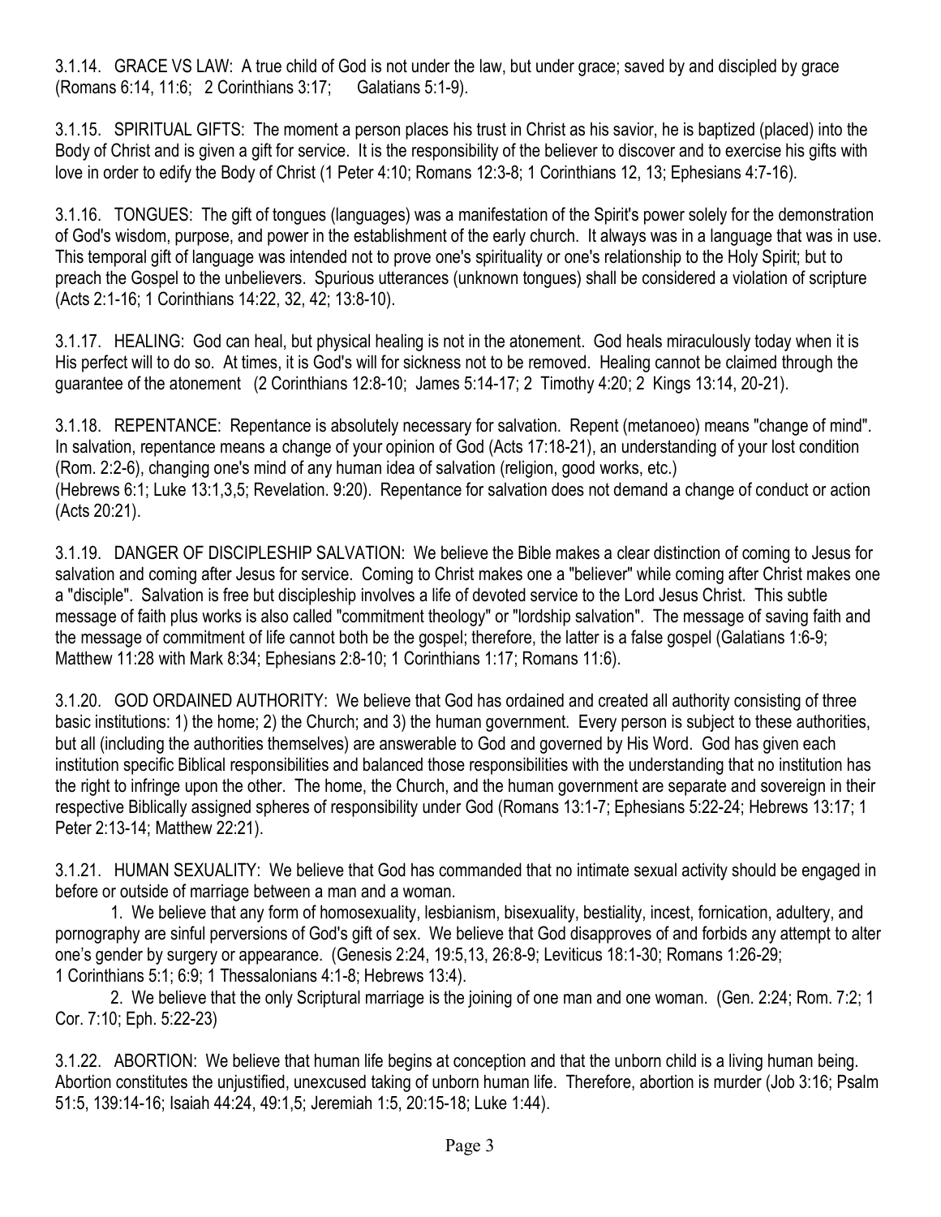3.1.14. GRACE VS LAW: A true child of God is not under the law, but under grace; saved by and discipled by grace (Romans 6:14, 11:6; 2 Corinthians 3:17; Galatians 5:1-9).

3.1.15. SPIRITUAL GIFTS: The moment a person places his trust in Christ as his savior, he is baptized (placed) into the Body of Christ and is given a gift for service. It is the responsibility of the believer to discover and to exercise his gifts with love in order to edify the Body of Christ (1 Peter 4:10; Romans 12:3-8; 1 Corinthians 12, 13; Ephesians 4:7-16).

3.1.16. TONGUES: The gift of tongues (languages) was a manifestation of the Spirit's power solely for the demonstration of God's wisdom, purpose, and power in the establishment of the early church. It always was in a language that was in use. This temporal gift of language was intended not to prove one's spirituality or one's relationship to the Holy Spirit; but to preach the Gospel to the unbelievers. Spurious utterances (unknown tongues) shall be considered a violation of scripture (Acts 2:1-16; 1 Corinthians 14:22, 32, 42; 13:8-10).

3.1.17. HEALING: God can heal, but physical healing is not in the atonement. God heals miraculously today when it is His perfect will to do so. At times, it is God's will for sickness not to be removed. Healing cannot be claimed through the guarantee of the atonement (2 Corinthians 12:8-10; James 5:14-17; 2 Timothy 4:20; 2 Kings 13:14, 20-21).

3.1.18. REPENTANCE: Repentance is absolutely necessary for salvation. Repent (metanoeo) means "change of mind". In salvation, repentance means a change of your opinion of God (Acts 17:18-21), an understanding of your lost condition (Rom. 2:2-6), changing one's mind of any human idea of salvation (religion, good works, etc.) (Hebrews 6:1; Luke 13:1,3,5; Revelation. 9:20). Repentance for salvation does not demand a change of conduct or action (Acts 20:21).

3.1.19. DANGER OF DISCIPLESHIP SALVATION: We believe the Bible makes a clear distinction of coming to Jesus for salvation and coming after Jesus for service. Coming to Christ makes one a "believer" while coming after Christ makes one a "disciple". Salvation is free but discipleship involves a life of devoted service to the Lord Jesus Christ. This subtle message of faith plus works is also called "commitment theology" or "lordship salvation". The message of saving faith and the message of commitment of life cannot both be the gospel; therefore, the latter is a false gospel (Galatians 1:6-9; Matthew 11:28 with Mark 8:34; Ephesians 2:8-10; 1 Corinthians 1:17; Romans 11:6).

3.1.20. GOD ORDAINED AUTHORITY: We believe that God has ordained and created all authority consisting of three basic institutions: 1) the home; 2) the Church; and 3) the human government. Every person is subject to these authorities, but all (including the authorities themselves) are answerable to God and governed by His Word. God has given each institution specific Biblical responsibilities and balanced those responsibilities with the understanding that no institution has the right to infringe upon the other. The home, the Church, and the human government are separate and sovereign in their respective Biblically assigned spheres of responsibility under God (Romans 13:1-7; Ephesians 5:22-24; Hebrews 13:17; 1 Peter 2:13-14; Matthew 22:21).

3.1.21. HUMAN SEXUALITY: We believe that God has commanded that no intimate sexual activity should be engaged in before or outside of marriage between a man and a woman.

1. We believe that any form of homosexuality, lesbianism, bisexuality, bestiality, incest, fornication, adultery, and pornography are sinful perversions of God's gift of sex. We believe that God disapproves of and forbids any attempt to alter one's gender by surgery or appearance. (Genesis 2:24, 19:5,13, 26:8-9; Leviticus 18:1-30; Romans 1:26-29; 1 Corinthians 5:1; 6:9; 1 Thessalonians 4:1-8; Hebrews 13:4).

2. We believe that the only Scriptural marriage is the joining of one man and one woman. (Gen. 2:24; Rom. 7:2; 1 Cor. 7:10; Eph. 5:22-23)

3.1.22. ABORTION: We believe that human life begins at conception and that the unborn child is a living human being. Abortion constitutes the unjustified, unexcused taking of unborn human life. Therefore, abortion is murder (Job 3:16; Psalm 51:5, 139:14-16; Isaiah 44:24, 49:1,5; Jeremiah 1:5, 20:15-18; Luke 1:44).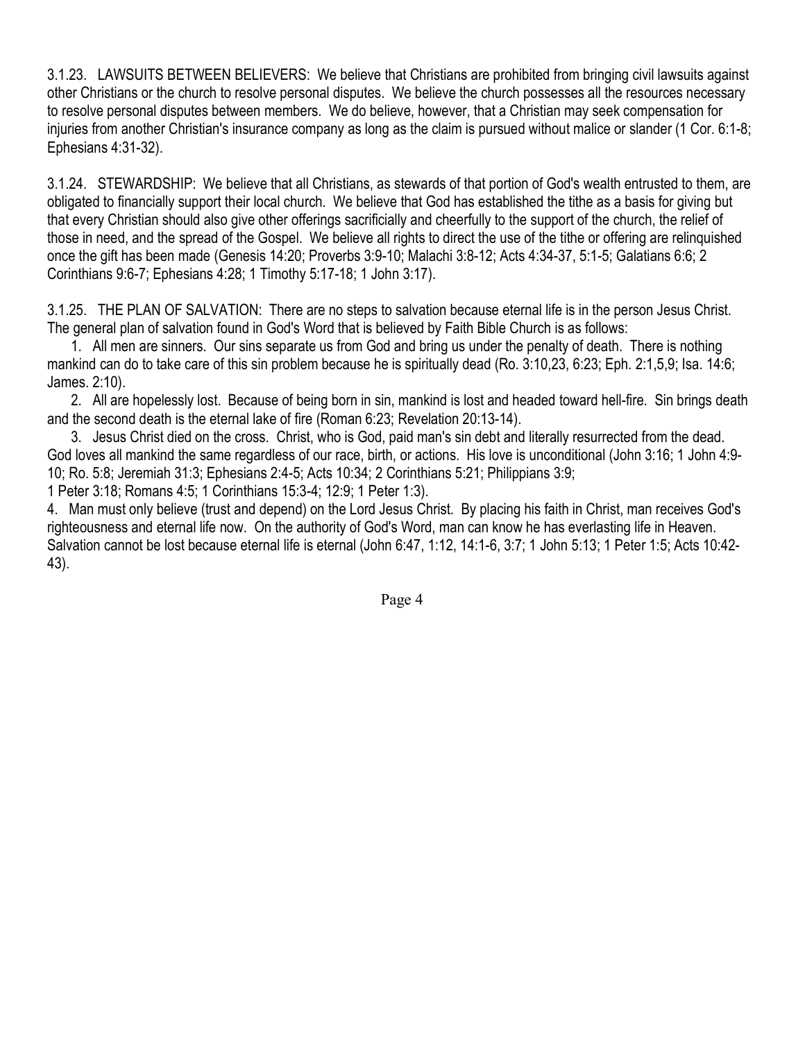3.1.23. LAWSUITS BETWEEN BELIEVERS: We believe that Christians are prohibited from bringing civil lawsuits against other Christians or the church to resolve personal disputes. We believe the church possesses all the resources necessary to resolve personal disputes between members. We do believe, however, that a Christian may seek compensation for injuries from another Christian's insurance company as long as the claim is pursued without malice or slander (1 Cor. 6:1-8; Ephesians 4:31-32).

3.1.24. STEWARDSHIP: We believe that all Christians, as stewards of that portion of God's wealth entrusted to them, are obligated to financially support their local church. We believe that God has established the tithe as a basis for giving but that every Christian should also give other offerings sacrificially and cheerfully to the support of the church, the relief of those in need, and the spread of the Gospel. We believe all rights to direct the use of the tithe or offering are relinquished once the gift has been made (Genesis 14:20; Proverbs 3:9-10; Malachi 3:8-12; Acts 4:34-37, 5:1-5; Galatians 6:6; 2 Corinthians 9:6-7; Ephesians 4:28; 1 Timothy 5:17-18; 1 John 3:17).

3.1.25. THE PLAN OF SALVATION: There are no steps to salvation because eternal life is in the person Jesus Christ. The general plan of salvation found in God's Word that is believed by Faith Bible Church is as follows:

1. All men are sinners. Our sins separate us from God and bring us under the penalty of death. There is nothing mankind can do to take care of this sin problem because he is spiritually dead (Ro. 3:10,23, 6:23; Eph. 2:1,5,9; Isa. 14:6; James. 2:10).
2. All are hopelessly lost. Because of being born in sin, mankind is lost and headed toward hell-fire. Sin brings death and the second death is the eternal lake of fire (Roman 6:23; Revelation 20:13-14).
3. Jesus Christ died on the cross. Christ, who is God, paid man's sin debt and literally resurrected from the dead. God loves all mankind the same regardless of our race, birth, or actions. His love is unconditional (John 3:16; 1 John 4:9-10; Ro. 5:8; Jeremiah 31:3; Ephesians 2:4-5; Acts 10:34; 2 Corinthians 5:21; Philippians 3:9; 1 Peter 3:18; Romans 4:5; 1 Corinthians 15:3-4; 12:9; 1 Peter 1:3).
4. Man must only believe (trust and depend) on the Lord Jesus Christ. By placing his faith in Christ, man receives God's righteousness and eternal life now. On the authority of God's Word, man can know he has everlasting life in Heaven. Salvation cannot be lost because eternal life is eternal (John 6:47, 1:12, 14:1-6, 3:7; 1 John 5:13; 1 Peter 1:5; Acts 10:42-43).